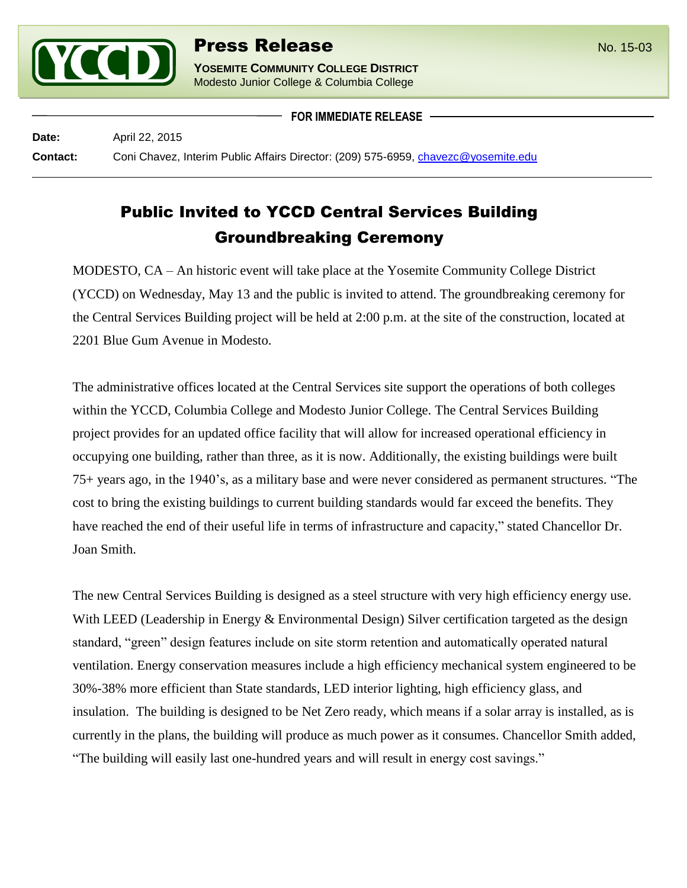# Press Release

No. 15-03

**YOSEMITE COMMUNITY COLLEGE DISTRICT**
Modesto Junior College & Columbia College

**FOR IMMEDIATE RELEASE**

**Date:** April 22, 2015

**Contact:** Coni Chavez, Interim Public Affairs Director: (209) 575-6959, chavezc@yosemite.edu

## Public Invited to YCCD Central Services Building Groundbreaking Ceremony

MODESTO, CA – An historic event will take place at the Yosemite Community College District (YCCD) on Wednesday, May 13 and the public is invited to attend. The groundbreaking ceremony for the Central Services Building project will be held at 2:00 p.m. at the site of the construction, located at 2201 Blue Gum Avenue in Modesto.

The administrative offices located at the Central Services site support the operations of both colleges within the YCCD, Columbia College and Modesto Junior College. The Central Services Building project provides for an updated office facility that will allow for increased operational efficiency in occupying one building, rather than three, as it is now. Additionally, the existing buildings were built 75+ years ago, in the 1940's, as a military base and were never considered as permanent structures. "The cost to bring the existing buildings to current building standards would far exceed the benefits. They have reached the end of their useful life in terms of infrastructure and capacity," stated Chancellor Dr. Joan Smith.

The new Central Services Building is designed as a steel structure with very high efficiency energy use. With LEED (Leadership in Energy & Environmental Design) Silver certification targeted as the design standard, "green" design features include on site storm retention and automatically operated natural ventilation. Energy conservation measures include a high efficiency mechanical system engineered to be 30%-38% more efficient than State standards, LED interior lighting, high efficiency glass, and insulation. The building is designed to be Net Zero ready, which means if a solar array is installed, as is currently in the plans, the building will produce as much power as it consumes. Chancellor Smith added, "The building will easily last one-hundred years and will result in energy cost savings."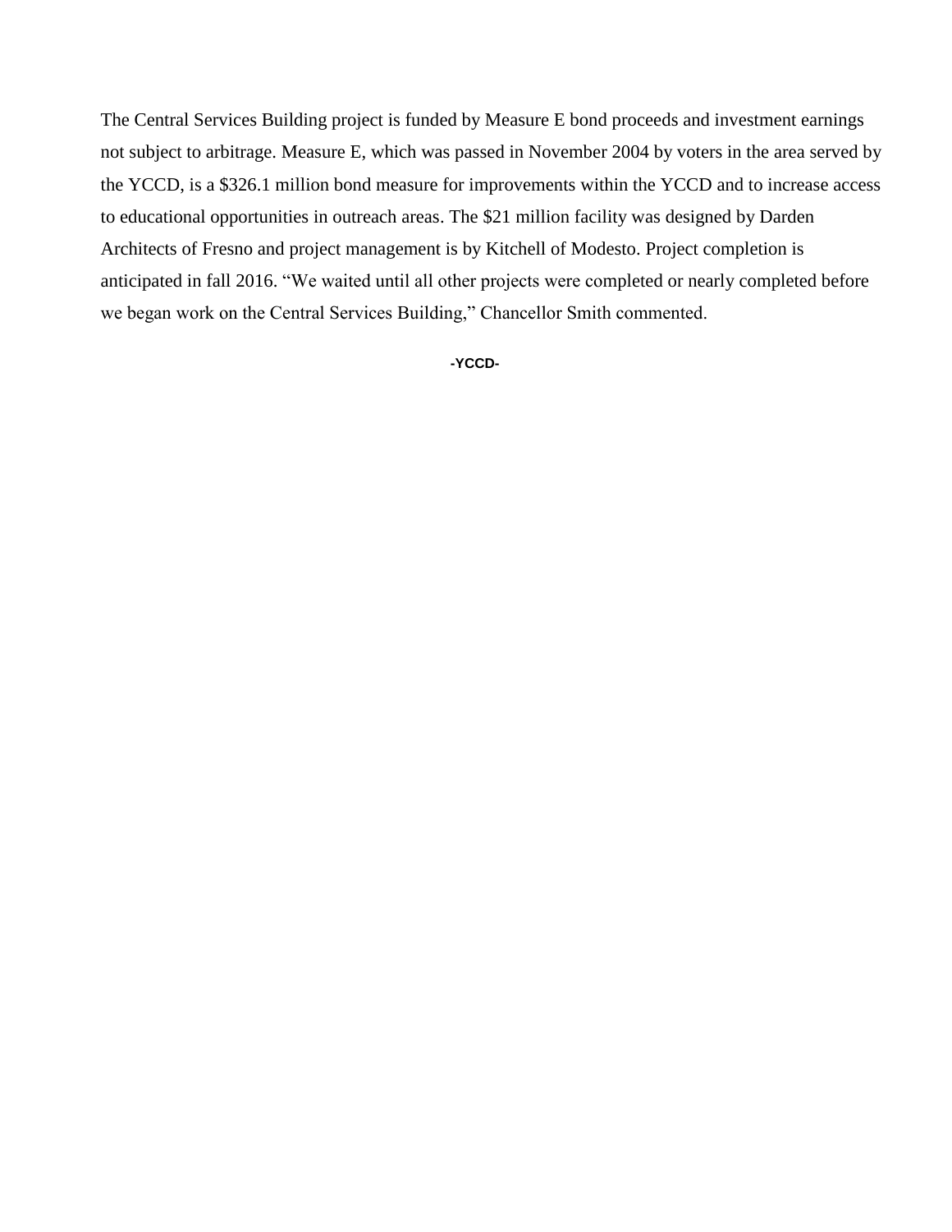The Central Services Building project is funded by Measure E bond proceeds and investment earnings not subject to arbitrage. Measure E, which was passed in November 2004 by voters in the area served by the YCCD, is a $326.1 million bond measure for improvements within the YCCD and to increase access to educational opportunities in outreach areas. The $21 million facility was designed by Darden Architects of Fresno and project management is by Kitchell of Modesto. Project completion is anticipated in fall 2016. “We waited until all other projects were completed or nearly completed before we began work on the Central Services Building,” Chancellor Smith commented.

**-YCCD-**